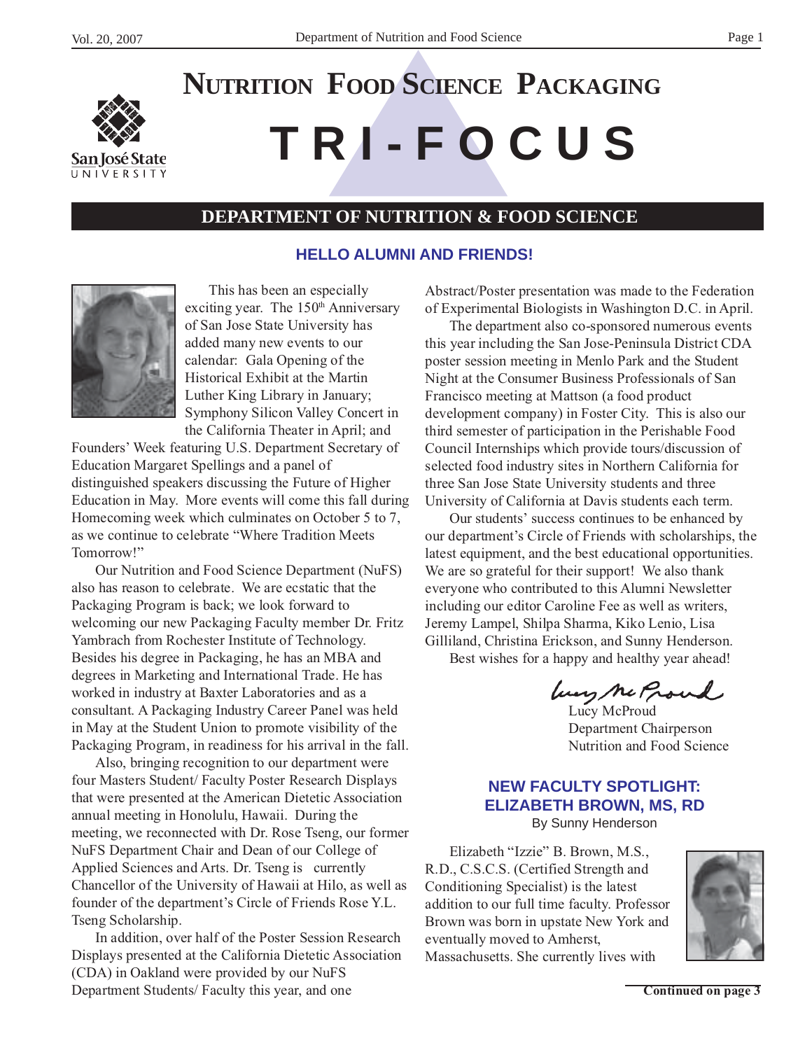# NUTRITION FOOD SCIENCE PACKAGING

# TRI-FOCUS

## DEPARTMENT OF NUTRITION & FOOD SCIENCE

### HELLO ALUMNI AND FRIENDS!

This has been an especially exciting year. The 150th Anniversary of San Jose State University has added many new events to our calendar: Gala Opening of the Historical Exhibit at the Martin Luther King Library in January; Symphony Silicon Valley Concert in the California Theater in April; and Founders' Week featuring U.S. Department Secretary of Education Margaret Spellings and a panel of distinguished speakers discussing the Future of Higher Education in May. More events will come this fall during Homecoming week which culminates on October 5 to 7, as we continue to celebrate "Where Tradition Meets Tomorrow!"

Our Nutrition and Food Science Department (NuFS) also has reason to celebrate. We are ecstatic that the Packaging Program is back; we look forward to welcoming our new Packaging Faculty member Dr. Fritz Yambrach from Rochester Institute of Technology. Besides his degree in Packaging, he has an MBA and degrees in Marketing and International Trade. He has worked in industry at Baxter Laboratories and as a consultant. A Packaging Industry Career Panel was held in May at the Student Union to promote visibility of the Packaging Program, in readiness for his arrival in the fall.

Also, bringing recognition to our department were four Masters Student/ Faculty Poster Research Displays that were presented at the American Dietetic Association annual meeting in Honolulu, Hawaii. During the meeting, we reconnected with Dr. Rose Tseng, our former NuFS Department Chair and Dean of our College of Applied Sciences and Arts. Dr. Tseng is currently Chancellor of the University of Hawaii at Hilo, as well as founder of the department's Circle of Friends Rose Y.L. Tseng Scholarship.

In addition, over half of the Poster Session Research Displays presented at the California Dietetic Association (CDA) in Oakland were provided by our NuFS Department Students/ Faculty this year, and one Abstract/Poster presentation was made to the Federation of Experimental Biologists in Washington D.C. in April.

The department also co-sponsored numerous events this year including the San Jose-Peninsula District CDA poster session meeting in Menlo Park and the Student Night at the Consumer Business Professionals of San Francisco meeting at Mattson (a food product development company) in Foster City. This is also our third semester of participation in the Perishable Food Council Internships which provide tours/discussion of selected food industry sites in Northern California for three San Jose State University students and three University of California at Davis students each term.

Our students' success continues to be enhanced by our department's Circle of Friends with scholarships, the latest equipment, and the best educational opportunities. We are so grateful for their support! We also thank everyone who contributed to this Alumni Newsletter including our editor Caroline Fee as well as writers, Jeremy Lampel, Shilpa Sharma, Kiko Lenio, Lisa Gilliland, Christina Erickson, and Sunny Henderson.

Best wishes for a happy and healthy year ahead!

Lucy McProud
Department Chairperson
Nutrition and Food Science

### NEW FACULTY SPOTLIGHT: ELIZABETH BROWN, MS, RD

By Sunny Henderson

Elizabeth "Izzie" B. Brown, M.S., R.D., C.S.C.S. (Certified Strength and Conditioning Specialist) is the latest addition to our full time faculty. Professor Brown was born in upstate New York and eventually moved to Amherst, Massachusetts. She currently lives with

**Continued on page 3**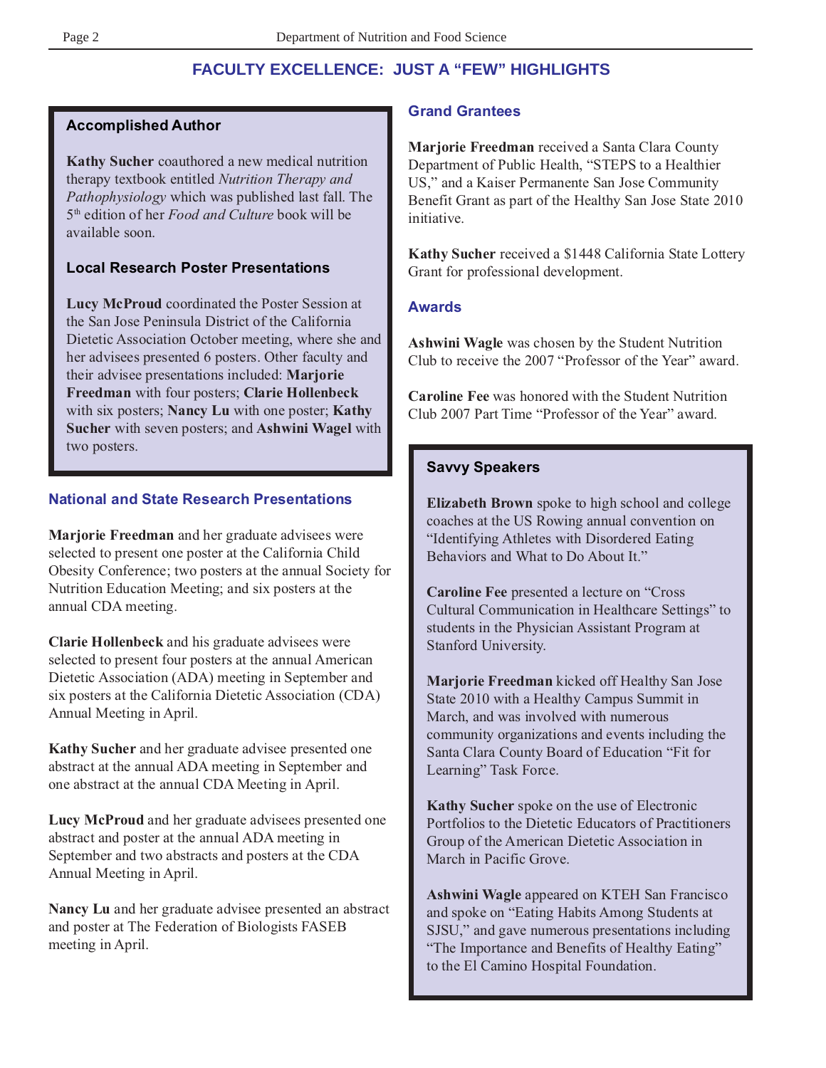## FACULTY EXCELLENCE: JUST A "FEW" HIGHLIGHTS

### Accomplished Author

**Kathy Sucher** coauthored a new medical nutrition therapy textbook entitled *Nutrition Therapy and Pathophysiology* which was published last fall. The 5th edition of her *Food and Culture* book will be available soon.

### Local Research Poster Presentations

**Lucy McProud** coordinated the Poster Session at the San Jose Peninsula District of the California Dietetic Association October meeting, where she and her advisees presented 6 posters. Other faculty and their advisee presentations included: **Marjorie Freedman** with four posters; **Clarie Hollenbeck** with six posters; **Nancy Lu** with one poster; **Kathy Sucher** with seven posters; and **Ashwini Wagel** with two posters.

### National and State Research Presentations

**Marjorie Freedman** and her graduate advisees were selected to present one poster at the California Child Obesity Conference; two posters at the annual Society for Nutrition Education Meeting; and six posters at the annual CDA meeting.

**Clarie Hollenbeck** and his graduate advisees were selected to present four posters at the annual American Dietetic Association (ADA) meeting in September and six posters at the California Dietetic Association (CDA) Annual Meeting in April.

**Kathy Sucher** and her graduate advisee presented one abstract at the annual ADA meeting in September and one abstract at the annual CDA Meeting in April.

**Lucy McProud** and her graduate advisees presented one abstract and poster at the annual ADA meeting in September and two abstracts and posters at the CDA Annual Meeting in April.

**Nancy Lu** and her graduate advisee presented an abstract and poster at The Federation of Biologists FASEB meeting in April.

### Grand Grantees

**Marjorie Freedman** received a Santa Clara County Department of Public Health, "STEPS to a Healthier US," and a Kaiser Permanente San Jose Community Benefit Grant as part of the Healthy San Jose State 2010 initiative.

**Kathy Sucher** received a $1448 California State Lottery Grant for professional development.

### Awards

**Ashwini Wagle** was chosen by the Student Nutrition Club to receive the 2007 "Professor of the Year" award.

**Caroline Fee** was honored with the Student Nutrition Club 2007 Part Time "Professor of the Year" award.

### Savvy Speakers

**Elizabeth Brown** spoke to high school and college coaches at the US Rowing annual convention on "Identifying Athletes with Disordered Eating Behaviors and What to Do About It."

**Caroline Fee** presented a lecture on "Cross Cultural Communication in Healthcare Settings" to students in the Physician Assistant Program at Stanford University.

**Marjorie Freedman** kicked off Healthy San Jose State 2010 with a Healthy Campus Summit in March, and was involved with numerous community organizations and events including the Santa Clara County Board of Education "Fit for Learning" Task Force.

**Kathy Sucher** spoke on the use of Electronic Portfolios to the Dietetic Educators of Practitioners Group of the American Dietetic Association in March in Pacific Grove.

**Ashwini Wagle** appeared on KTEH San Francisco and spoke on "Eating Habits Among Students at SJSU," and gave numerous presentations including "The Importance and Benefits of Healthy Eating" to the El Camino Hospital Foundation.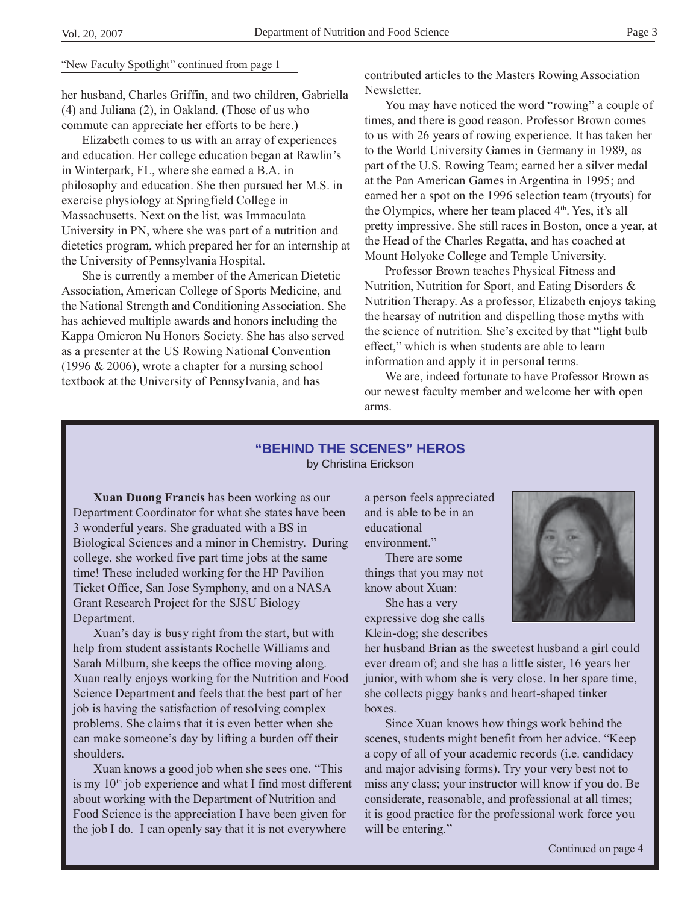"New Faculty Spotlight" continued from page 1

her husband, Charles Griffin, and two children, Gabriella (4) and Juliana (2), in Oakland. (Those of us who commute can appreciate her efforts to be here.)

Elizabeth comes to us with an array of experiences and education. Her college education began at Rawlin's in Winterpark, FL, where she earned a B.A. in philosophy and education. She then pursued her M.S. in exercise physiology at Springfield College in Massachusetts. Next on the list, was Immaculata University in PN, where she was part of a nutrition and dietetics program, which prepared her for an internship at the University of Pennsylvania Hospital.

She is currently a member of the American Dietetic Association, American College of Sports Medicine, and the National Strength and Conditioning Association. She has achieved multiple awards and honors including the Kappa Omicron Nu Honors Society. She has also served as a presenter at the US Rowing National Convention (1996 & 2006), wrote a chapter for a nursing school textbook at the University of Pennsylvania, and has contributed articles to the Masters Rowing Association Newsletter.

You may have noticed the word "rowing" a couple of times, and there is good reason. Professor Brown comes to us with 26 years of rowing experience. It has taken her to the World University Games in Germany in 1989, as part of the U.S. Rowing Team; earned her a silver medal at the Pan American Games in Argentina in 1995; and earned her a spot on the 1996 selection team (tryouts) for the Olympics, where her team placed 4th. Yes, it's all pretty impressive. She still races in Boston, once a year, at the Head of the Charles Regatta, and has coached at Mount Holyoke College and Temple University.

Professor Brown teaches Physical Fitness and Nutrition, Nutrition for Sport, and Eating Disorders & Nutrition Therapy. As a professor, Elizabeth enjoys taking the hearsay of nutrition and dispelling those myths with the science of nutrition. She's excited by that "light bulb effect," which is when students are able to learn information and apply it in personal terms.

We are, indeed fortunate to have Professor Brown as our newest faculty member and welcome her with open arms.

## "BEHIND THE SCENES" HEROS

by Christina Erickson

**Xuan Duong Francis** has been working as our Department Coordinator for what she states have been 3 wonderful years. She graduated with a BS in Biological Sciences and a minor in Chemistry. During college, she worked five part time jobs at the same time! These included working for the HP Pavilion Ticket Office, San Jose Symphony, and on a NASA Grant Research Project for the SJSU Biology Department.

Xuan's day is busy right from the start, but with help from student assistants Rochelle Williams and Sarah Milburn, she keeps the office moving along. Xuan really enjoys working for the Nutrition and Food Science Department and feels that the best part of her job is having the satisfaction of resolving complex problems. She claims that it is even better when she can make someone's day by lifting a burden off their shoulders.

Xuan knows a good job when she sees one. "This is my 10th job experience and what I find most different about working with the Department of Nutrition and Food Science is the appreciation I have been given for the job I do. I can openly say that it is not everywhere a person feels appreciated and is able to be in an educational environment."

There are some things that you may not know about Xuan:

She has a very expressive dog she calls Klein-dog; she describes her husband Brian as the sweetest husband a girl could ever dream of; and she has a little sister, 16 years her junior, with whom she is very close. In her spare time, she collects piggy banks and heart-shaped tinker boxes.

Since Xuan knows how things work behind the scenes, students might benefit from her advice. "Keep a copy of all of your academic records (i.e. candidacy and major advising forms). Try your very best not to miss any class; your instructor will know if you do. Be considerate, reasonable, and professional at all times; it is good practice for the professional work force you will be entering."

Continued on page 4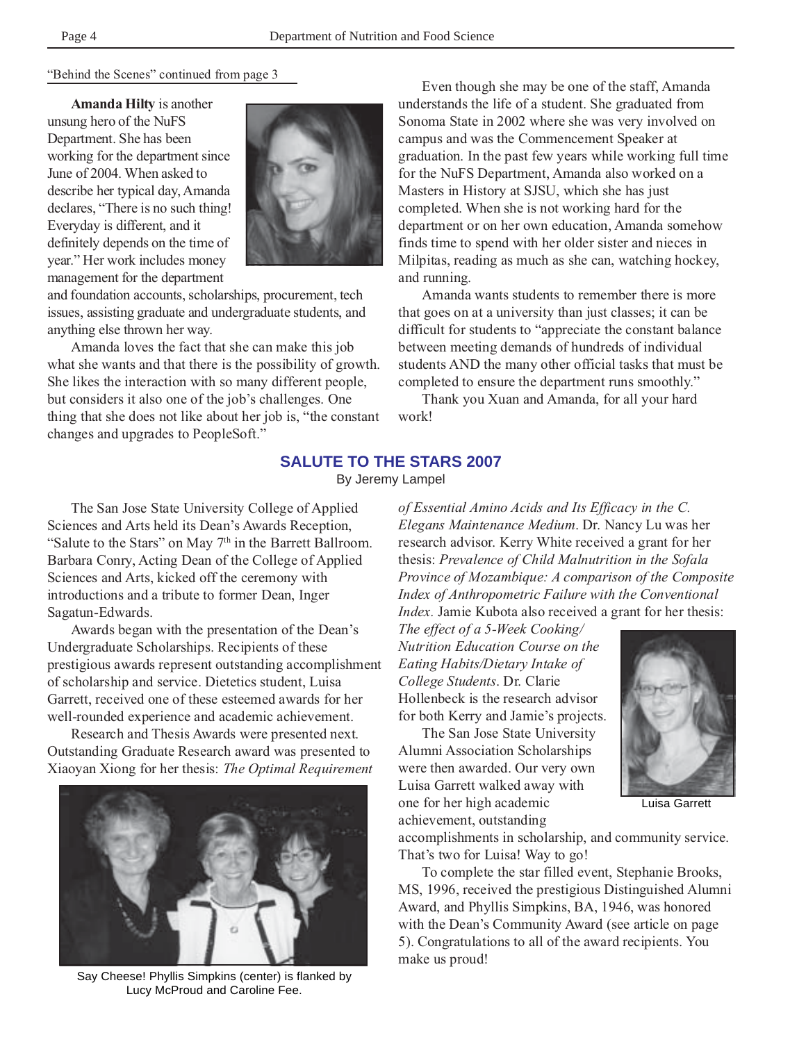"Behind the Scenes" continued from page 3

**Amanda Hilty** is another unsung hero of the NuFS Department. She has been working for the department since June of 2004. When asked to describe her typical day, Amanda declares, "There is no such thing! Everyday is different, and it definitely depends on the time of year." Her work includes money management for the department and foundation accounts, scholarships, procurement, tech issues, assisting graduate and undergraduate students, and anything else thrown her way.

Amanda loves the fact that she can make this job what she wants and that there is the possibility of growth. She likes the interaction with so many different people, but considers it also one of the job's challenges. One thing that she does not like about her job is, "the constant changes and upgrades to PeopleSoft."

Even though she may be one of the staff, Amanda understands the life of a student. She graduated from Sonoma State in 2002 where she was very involved on campus and was the Commencement Speaker at graduation. In the past few years while working full time for the NuFS Department, Amanda also worked on a Masters in History at SJSU, which she has just completed. When she is not working hard for the department or on her own education, Amanda somehow finds time to spend with her older sister and nieces in Milpitas, reading as much as she can, watching hockey, and running.

Amanda wants students to remember there is more that goes on at a university than just classes; it can be difficult for students to "appreciate the constant balance between meeting demands of hundreds of individual students AND the many other official tasks that must be completed to ensure the department runs smoothly."

Thank you Xuan and Amanda, for all your hard work!

## SALUTE TO THE STARS 2007

By Jeremy Lampel

The San Jose State University College of Applied Sciences and Arts held its Dean's Awards Reception, "Salute to the Stars" on May 7th in the Barrett Ballroom. Barbara Conry, Acting Dean of the College of Applied Sciences and Arts, kicked off the ceremony with introductions and a tribute to former Dean, Inger Sagatun-Edwards.

Awards began with the presentation of the Dean's Undergraduate Scholarships. Recipients of these prestigious awards represent outstanding accomplishment of scholarship and service. Dietetics student, Luisa Garrett, received one of these esteemed awards for her well-rounded experience and academic achievement.

Research and Thesis Awards were presented next. Outstanding Graduate Research award was presented to Xiaoyan Xiong for her thesis: *The Optimal Requirement of Essential Amino Acids and Its Efficacy in the C. Elegans Maintenance Medium*. Dr. Nancy Lu was her research advisor. Kerry White received a grant for her thesis: *Prevalence of Child Malnutrition in the Sofala Province of Mozambique: A comparison of the Composite Index of Anthropometric Failure with the Conventional Index.* Jamie Kubota also received a grant for her thesis: *The effect of a 5-Week Cooking/Nutrition Education Course on the Eating Habits/Dietary Intake of College Students*. Dr. Clarie Hollenbeck is the research advisor for both Kerry and Jamie's projects.

Say Cheese! Phyllis Simpkins (center) is flanked by Lucy McProud and Caroline Fee.

The San Jose State University Alumni Association Scholarships were then awarded. Our very own Luisa Garrett walked away with one for her high academic achievement, outstanding accomplishments in scholarship, and community service. That's two for Luisa! Way to go!

Luisa Garrett

To complete the star filled event, Stephanie Brooks, MS, 1996, received the prestigious Distinguished Alumni Award, and Phyllis Simpkins, BA, 1946, was honored with the Dean's Community Award (see article on page 5). Congratulations to all of the award recipients. You make us proud!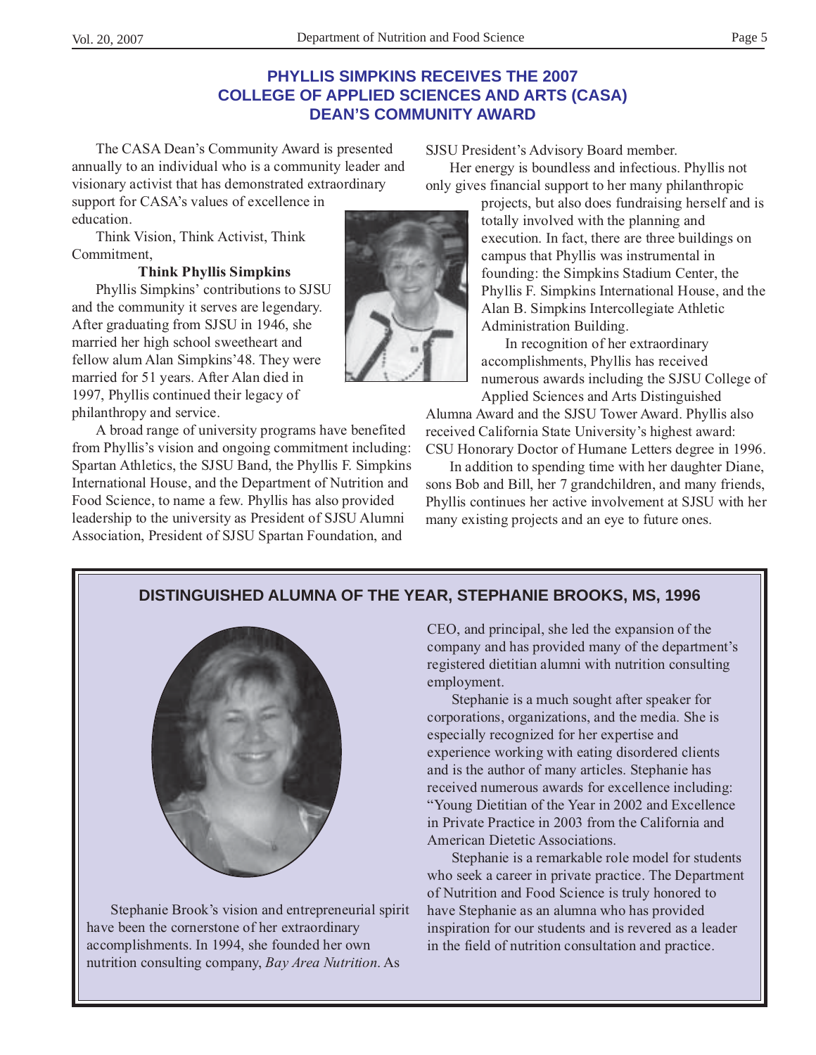## PHYLLIS SIMPKINS RECEIVES THE 2007 COLLEGE OF APPLIED SCIENCES AND ARTS (CASA) DEAN'S COMMUNITY AWARD

The CASA Dean's Community Award is presented annually to an individual who is a community leader and visionary activist that has demonstrated extraordinary support for CASA's values of excellence in education.

Think Vision, Think Activist, Think Commitment,

**Think Phyllis Simpkins**

Phyllis Simpkins' contributions to SJSU and the community it serves are legendary. After graduating from SJSU in 1946, she married her high school sweetheart and fellow alum Alan Simpkins'48. They were married for 51 years. After Alan died in 1997, Phyllis continued their legacy of philanthropy and service.

A broad range of university programs have benefited from Phyllis's vision and ongoing commitment including: Spartan Athletics, the SJSU Band, the Phyllis F. Simpkins International House, and the Department of Nutrition and Food Science, to name a few. Phyllis has also provided leadership to the university as President of SJSU Alumni Association, President of SJSU Spartan Foundation, and SJSU President's Advisory Board member.

Her energy is boundless and infectious. Phyllis not only gives financial support to her many philanthropic projects, but also does fundraising herself and is totally involved with the planning and execution. In fact, there are three buildings on campus that Phyllis was instrumental in founding: the Simpkins Stadium Center, the Phyllis F. Simpkins International House, and the Alan B. Simpkins Intercollegiate Athletic Administration Building.

In recognition of her extraordinary accomplishments, Phyllis has received numerous awards including the SJSU College of Applied Sciences and Arts Distinguished Alumna Award and the SJSU Tower Award. Phyllis also received California State University's highest award: CSU Honorary Doctor of Humane Letters degree in 1996.

In addition to spending time with her daughter Diane, sons Bob and Bill, her 7 grandchildren, and many friends, Phyllis continues her active involvement at SJSU with her many existing projects and an eye to future ones.

## DISTINGUISHED ALUMNA OF THE YEAR, STEPHANIE BROOKS, MS, 1996

Stephanie Brook's vision and entrepreneurial spirit have been the cornerstone of her extraordinary accomplishments. In 1994, she founded her own nutrition consulting company, *Bay Area Nutrition*. As CEO, and principal, she led the expansion of the company and has provided many of the department's registered dietitian alumni with nutrition consulting employment.

Stephanie is a much sought after speaker for corporations, organizations, and the media. She is especially recognized for her expertise and experience working with eating disordered clients and is the author of many articles. Stephanie has received numerous awards for excellence including: "Young Dietitian of the Year in 2002 and Excellence in Private Practice in 2003 from the California and American Dietetic Associations.

Stephanie is a remarkable role model for students who seek a career in private practice. The Department of Nutrition and Food Science is truly honored to have Stephanie as an alumna who has provided inspiration for our students and is revered as a leader in the field of nutrition consultation and practice.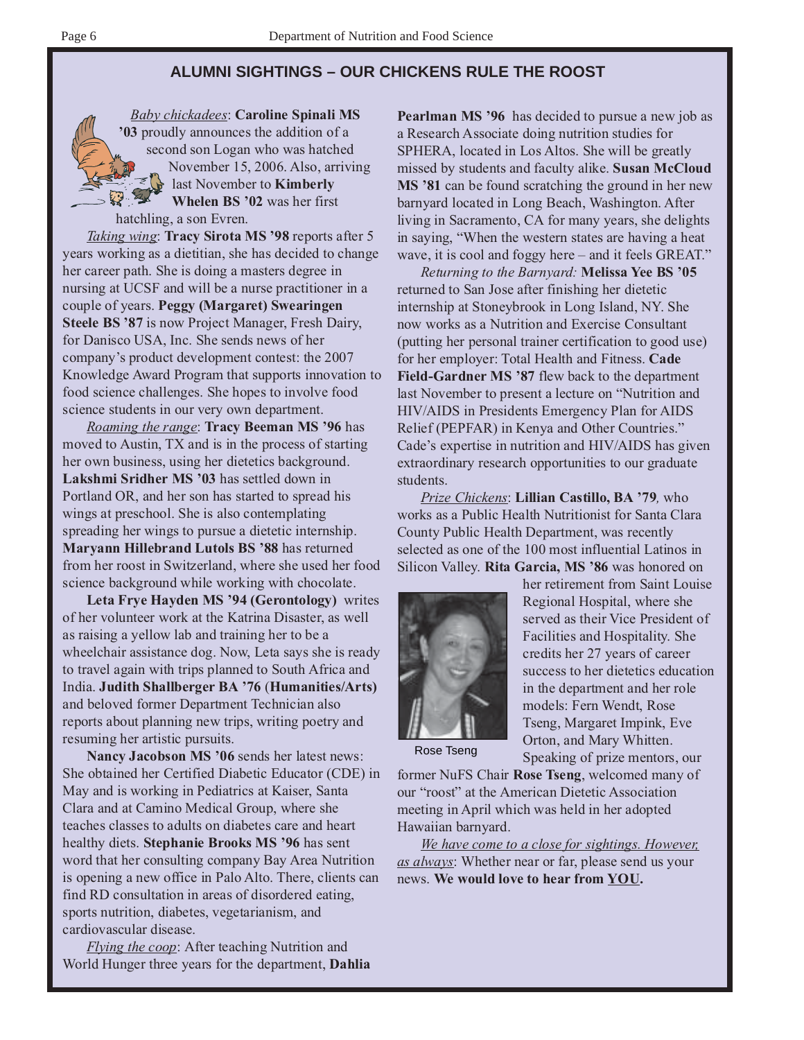## ALUMNI SIGHTINGS – OUR CHICKENS RULE THE ROOST

_Baby chickadees_: **Caroline Spinali MS '03** proudly announces the addition of a second son Logan who was hatched November 15, 2006. Also, arriving last November to **Kimberly Whelen BS '02** was her first hatchling, a son Evren.

_Taking wing_: **Tracy Sirota MS '98** reports after 5 years working as a dietitian, she has decided to change her career path. She is doing a masters degree in nursing at UCSF and will be a nurse practitioner in a couple of years. **Peggy (Margaret) Swearingen Steele BS '87** is now Project Manager, Fresh Dairy, for Danisco USA, Inc. She sends news of her company's product development contest: the 2007 Knowledge Award Program that supports innovation to food science challenges. She hopes to involve food science students in our very own department.

_Roaming the range_: **Tracy Beeman MS '96** has moved to Austin, TX and is in the process of starting her own business, using her dietetics background. **Lakshmi Sridher MS '03** has settled down in Portland OR, and her son has started to spread his wings at preschool. She is also contemplating spreading her wings to pursue a dietetic internship. **Maryann Hillebrand Lutols BS '88** has returned from her roost in Switzerland, where she used her food science background while working with chocolate.

**Leta Frye Hayden MS '94 (Gerontology)** writes of her volunteer work at the Katrina Disaster, as well as raising a yellow lab and training her to be a wheelchair assistance dog. Now, Leta says she is ready to travel again with trips planned to South Africa and India. **Judith Shallberger BA '76 (Humanities/Arts)** and beloved former Department Technician also reports about planning new trips, writing poetry and resuming her artistic pursuits.

**Nancy Jacobson MS '06** sends her latest news: She obtained her Certified Diabetic Educator (CDE) in May and is working in Pediatrics at Kaiser, Santa Clara and at Camino Medical Group, where she teaches classes to adults on diabetes care and heart healthy diets. **Stephanie Brooks MS '96** has sent word that her consulting company Bay Area Nutrition is opening a new office in Palo Alto. There, clients can find RD consultation in areas of disordered eating, sports nutrition, diabetes, vegetarianism, and cardiovascular disease.

_Flying the coop_: After teaching Nutrition and World Hunger three years for the department, **Dahlia Pearlman MS '96** has decided to pursue a new job as a Research Associate doing nutrition studies for SPHERA, located in Los Altos. She will be greatly missed by students and faculty alike. **Susan McCloud MS '81** can be found scratching the ground in her new barnyard located in Long Beach, Washington. After living in Sacramento, CA for many years, she delights in saying, "When the western states are having a heat wave, it is cool and foggy here – and it feels GREAT."

_Returning to the Barnyard:_ **Melissa Yee BS '05** returned to San Jose after finishing her dietetic internship at Stoneybrook in Long Island, NY. She now works as a Nutrition and Exercise Consultant (putting her personal trainer certification to good use) for her employer: Total Health and Fitness. **Cade Field-Gardner MS '87** flew back to the department last November to present a lecture on "Nutrition and HIV/AIDS in Presidents Emergency Plan for AIDS Relief (PEPFAR) in Kenya and Other Countries." Cade's expertise in nutrition and HIV/AIDS has given extraordinary research opportunities to our graduate students.

_Prize Chickens_: **Lillian Castillo, BA '79**, who works as a Public Health Nutritionist for Santa Clara County Public Health Department, was recently selected as one of the 100 most influential Latinos in Silicon Valley. **Rita Garcia, MS '86** was honored on her retirement from Saint Louise Regional Hospital, where she served as their Vice President of Facilities and Hospitality. She credits her 27 years of career success to her dietetics education in the department and her role models: Fern Wendt, Rose Tseng, Margaret Impink, Eve Orton, and Mary Whitten. Speaking of prize mentors, our former NuFS Chair **Rose Tseng**, welcomed many of our "roost" at the American Dietetic Association meeting in April which was held in her adopted Hawaiian barnyard.

Rose Tseng

_We have come to a close for sightings. However, as always_: Whether near or far, please send us your news. **We would love to hear from YOU.**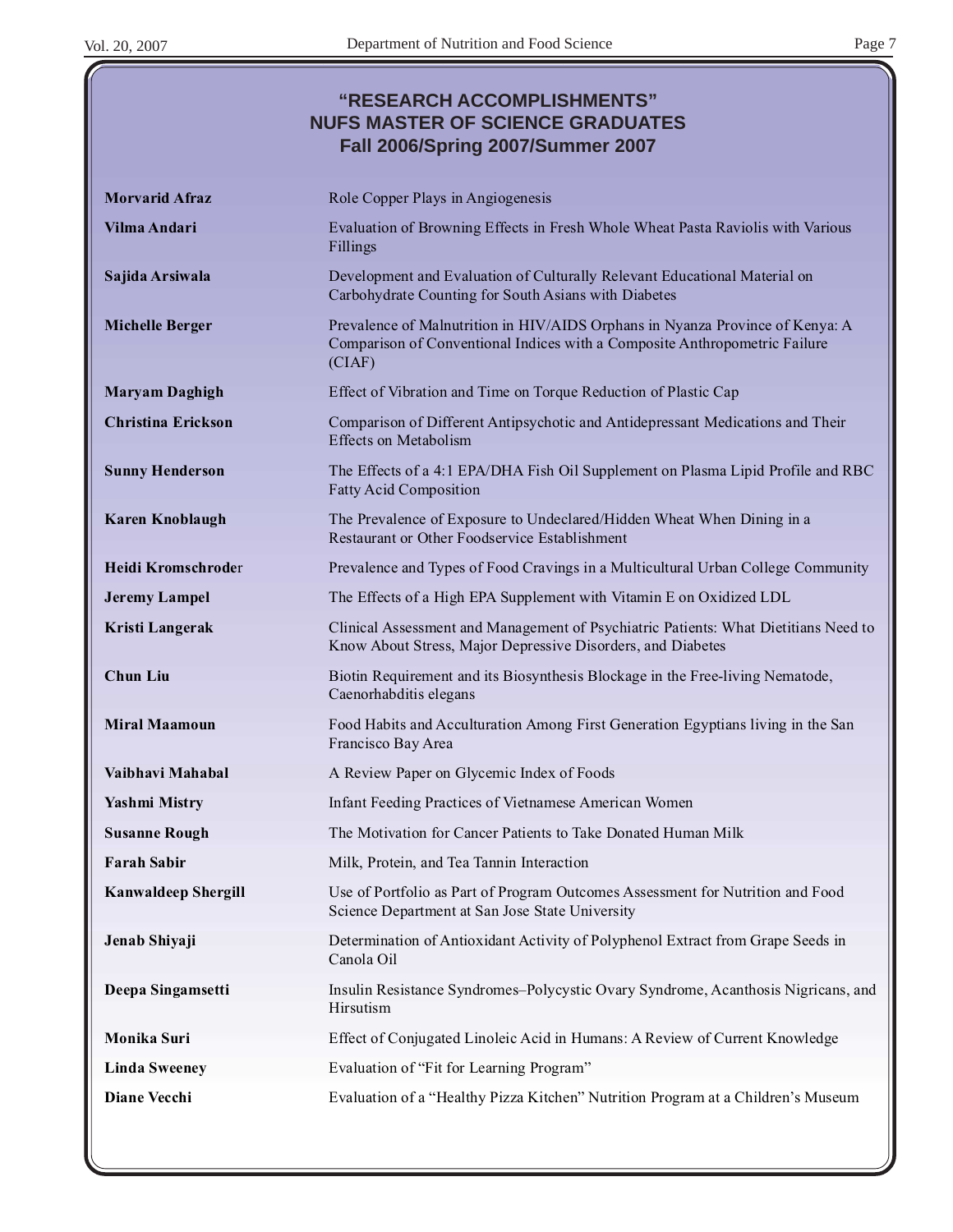## "RESEARCH ACCOMPLISHMENTS"
## NUFS MASTER OF SCIENCE GRADUATES
## Fall 2006/Spring 2007/Summer 2007

| | |
|---|---|
| **Morvarid Afraz** | Role Copper Plays in Angiogenesis |
| **Vilma Andari** | Evaluation of Browning Effects in Fresh Whole Wheat Pasta Raviolis with Various Fillings |
| **Sajida Arsiwala** | Development and Evaluation of Culturally Relevant Educational Material on Carbohydrate Counting for South Asians with Diabetes |
| **Michelle Berger** | Prevalence of Malnutrition in HIV/AIDS Orphans in Nyanza Province of Kenya: A Comparison of Conventional Indices with a Composite Anthropometric Failure (CIAF) |
| **Maryam Daghigh** | Effect of Vibration and Time on Torque Reduction of Plastic Cap |
| **Christina Erickson** | Comparison of Different Antipsychotic and Antidepressant Medications and Their Effects on Metabolism |
| **Sunny Henderson** | The Effects of a 4:1 EPA/DHA Fish Oil Supplement on Plasma Lipid Profile and RBC Fatty Acid Composition |
| **Karen Knoblaugh** | The Prevalence of Exposure to Undeclared/Hidden Wheat When Dining in a Restaurant or Other Foodservice Establishment |
| **Heidi Kromschroder** | Prevalence and Types of Food Cravings in a Multicultural Urban College Community |
| **Jeremy Lampel** | The Effects of a High EPA Supplement with Vitamin E on Oxidized LDL |
| **Kristi Langerak** | Clinical Assessment and Management of Psychiatric Patients: What Dietitians Need to Know About Stress, Major Depressive Disorders, and Diabetes |
| **Chun Liu** | Biotin Requirement and its Biosynthesis Blockage in the Free-living Nematode, Caenorhabditis elegans |
| **Miral Maamoun** | Food Habits and Acculturation Among First Generation Egyptians living in the San Francisco Bay Area |
| **Vaibhavi Mahabal** | A Review Paper on Glycemic Index of Foods |
| **Yashmi Mistry** | Infant Feeding Practices of Vietnamese American Women |
| **Susanne Rough** | The Motivation for Cancer Patients to Take Donated Human Milk |
| **Farah Sabir** | Milk, Protein, and Tea Tannin Interaction |
| **Kanwaldeep Shergill** | Use of Portfolio as Part of Program Outcomes Assessment for Nutrition and Food Science Department at San Jose State University |
| **Jenab Shiyaji** | Determination of Antioxidant Activity of Polyphenol Extract from Grape Seeds in Canola Oil |
| **Deepa Singamsetti** | Insulin Resistance Syndromes–Polycystic Ovary Syndrome, Acanthosis Nigricans, and Hirsutism |
| **Monika Suri** | Effect of Conjugated Linoleic Acid in Humans: A Review of Current Knowledge |
| **Linda Sweeney** | Evaluation of "Fit for Learning Program" |
| **Diane Vecchi** | Evaluation of a "Healthy Pizza Kitchen" Nutrition Program at a Children's Museum |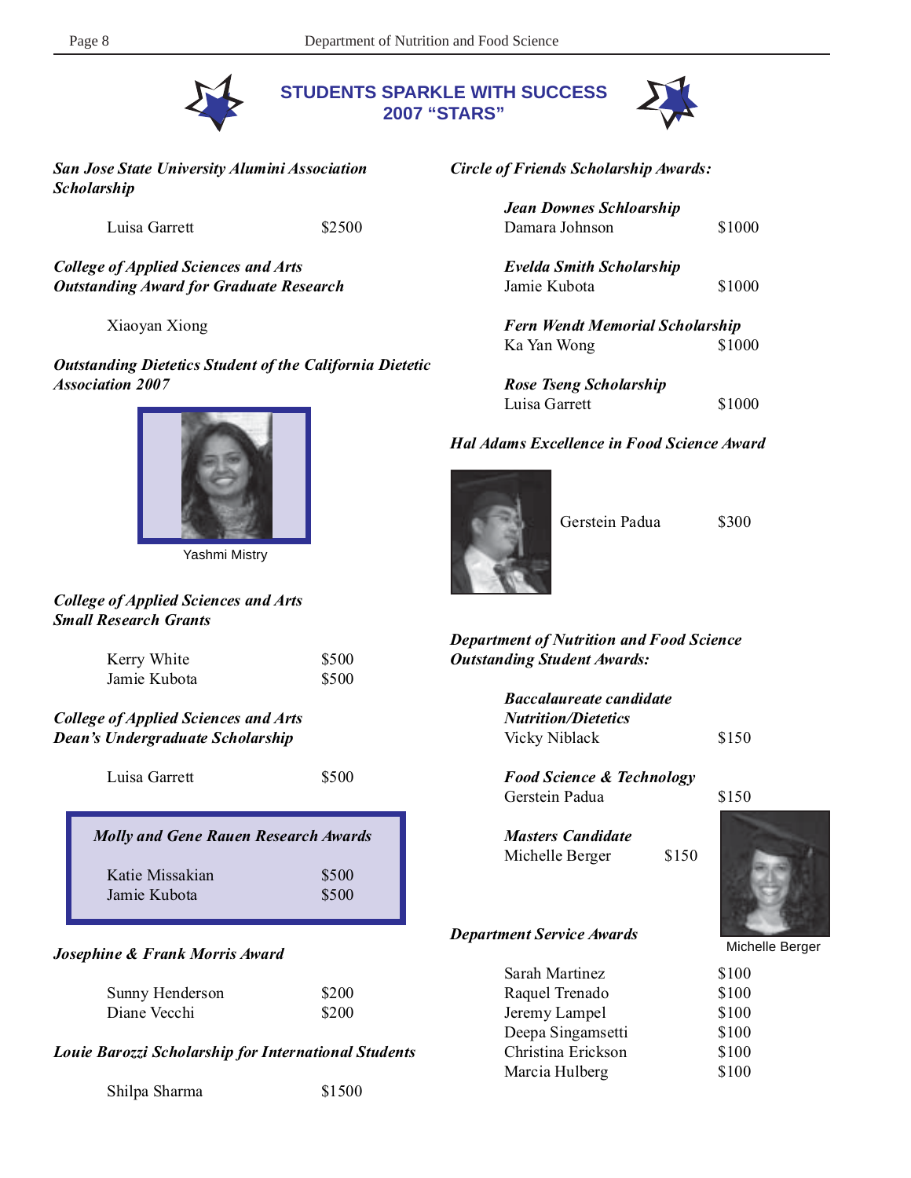# STUDENTS SPARKLE WITH SUCCESS 2007 "STARS"

***San Jose State University Alumini Association Scholarship***

Luisa Garrett $2500

***College of Applied Sciences and Arts Outstanding Award for Graduate Research***

Xiaoyan Xiong

***Outstanding Dietetics Student of the California Dietetic Association 2007***

Yashmi Mistry

***College of Applied Sciences and Arts Small Research Grants***

Kerry White $500
Jamie Kubota $500

***College of Applied Sciences and Arts Dean's Undergraduate Scholarship***

Luisa Garrett $500

***Molly and Gene Rauen Research Awards***

Katie Missakian $500
Jamie Kubota $500

***Josephine & Frank Morris Award***

Sunny Henderson $200
Diane Vecchi $200

***Louie Barozzi Scholarship for International Students***

Shilpa Sharma $1500

***Circle of Friends Scholarship Awards:***

***Jean Downes Schloarship***
Damara Johnson $1000

***Evelda Smith Scholarship***
Jamie Kubota $1000

***Fern Wendt Memorial Scholarship***
Ka Yan Wong $1000

***Rose Tseng Scholarship***
Luisa Garrett $1000

***Hal Adams Excellence in Food Science Award***

Gerstein Padua $300

***Department of Nutrition and Food Science Outstanding Student Awards:***

***Baccalaureate candidate Nutrition/Dietetics***
Vicky Niblack $150

***Food Science & Technology***
Gerstein Padua $150

***Masters Candidate***
Michelle Berger $150

Michelle Berger

***Department Service Awards***

Sarah Martinez $100
Raquel Trenado $100
Jeremy Lampel $100
Deepa Singamsetti $100
Christina Erickson $100
Marcia Hulberg $100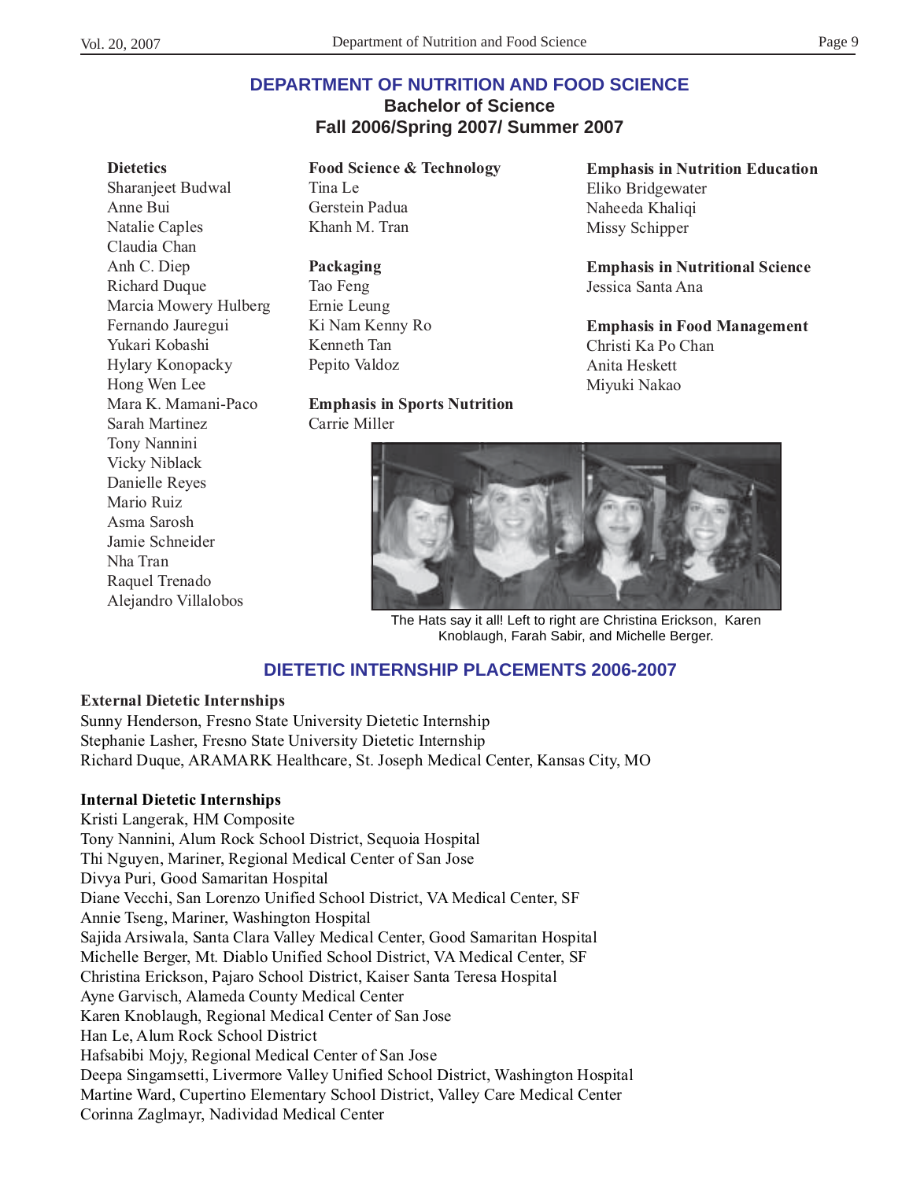# DEPARTMENT OF NUTRITION AND FOOD SCIENCE

## Bachelor of Science

## Fall 2006/Spring 2007/ Summer 2007

**Dietetics**
Sharanjeet Budwal
Anne Bui
Natalie Caples
Claudia Chan
Anh C. Diep
Richard Duque
Marcia Mowery Hulberg
Fernando Jauregui
Yukari Kobashi
Hylary Konopacky
Hong Wen Lee
Mara K. Mamani-Paco
Sarah Martinez
Tony Nannini
Vicky Niblack
Danielle Reyes
Mario Ruiz
Asma Sarosh
Jamie Schneider
Nha Tran
Raquel Trenado
Alejandro Villalobos

**Food Science & Technology**
Tina Le
Gerstein Padua
Khanh M. Tran

**Packaging**
Tao Feng
Ernie Leung
Ki Nam Kenny Ro
Kenneth Tan
Pepito Valdoz

**Emphasis in Sports Nutrition**
Carrie Miller

**Emphasis in Nutrition Education**
Eliko Bridgewater
Naheeda Khaliqi
Missy Schipper

**Emphasis in Nutritional Science**
Jessica Santa Ana

**Emphasis in Food Management**
Christi Ka Po Chan
Anita Heskett
Miyuki Nakao

The Hats say it all! Left to right are Christina Erickson, Karen Knoblaugh, Farah Sabir, and Michelle Berger.

## DIETETIC INTERNSHIP PLACEMENTS 2006-2007

**External Dietetic Internships**
Sunny Henderson, Fresno State University Dietetic Internship
Stephanie Lasher, Fresno State University Dietetic Internship
Richard Duque, ARAMARK Healthcare, St. Joseph Medical Center, Kansas City, MO

**Internal Dietetic Internships**
Kristi Langerak, HM Composite
Tony Nannini, Alum Rock School District, Sequoia Hospital
Thi Nguyen, Mariner, Regional Medical Center of San Jose
Divya Puri, Good Samaritan Hospital
Diane Vecchi, San Lorenzo Unified School District, VA Medical Center, SF
Annie Tseng, Mariner, Washington Hospital
Sajida Arsiwala, Santa Clara Valley Medical Center, Good Samaritan Hospital
Michelle Berger, Mt. Diablo Unified School District, VA Medical Center, SF
Christina Erickson, Pajaro School District, Kaiser Santa Teresa Hospital
Ayne Garvisch, Alameda County Medical Center
Karen Knoblaugh, Regional Medical Center of San Jose
Han Le, Alum Rock School District
Hafsabibi Mojy, Regional Medical Center of San Jose
Deepa Singamsetti, Livermore Valley Unified School District, Washington Hospital
Martine Ward, Cupertino Elementary School District, Valley Care Medical Center
Corinna Zaglmayr, Nadividad Medical Center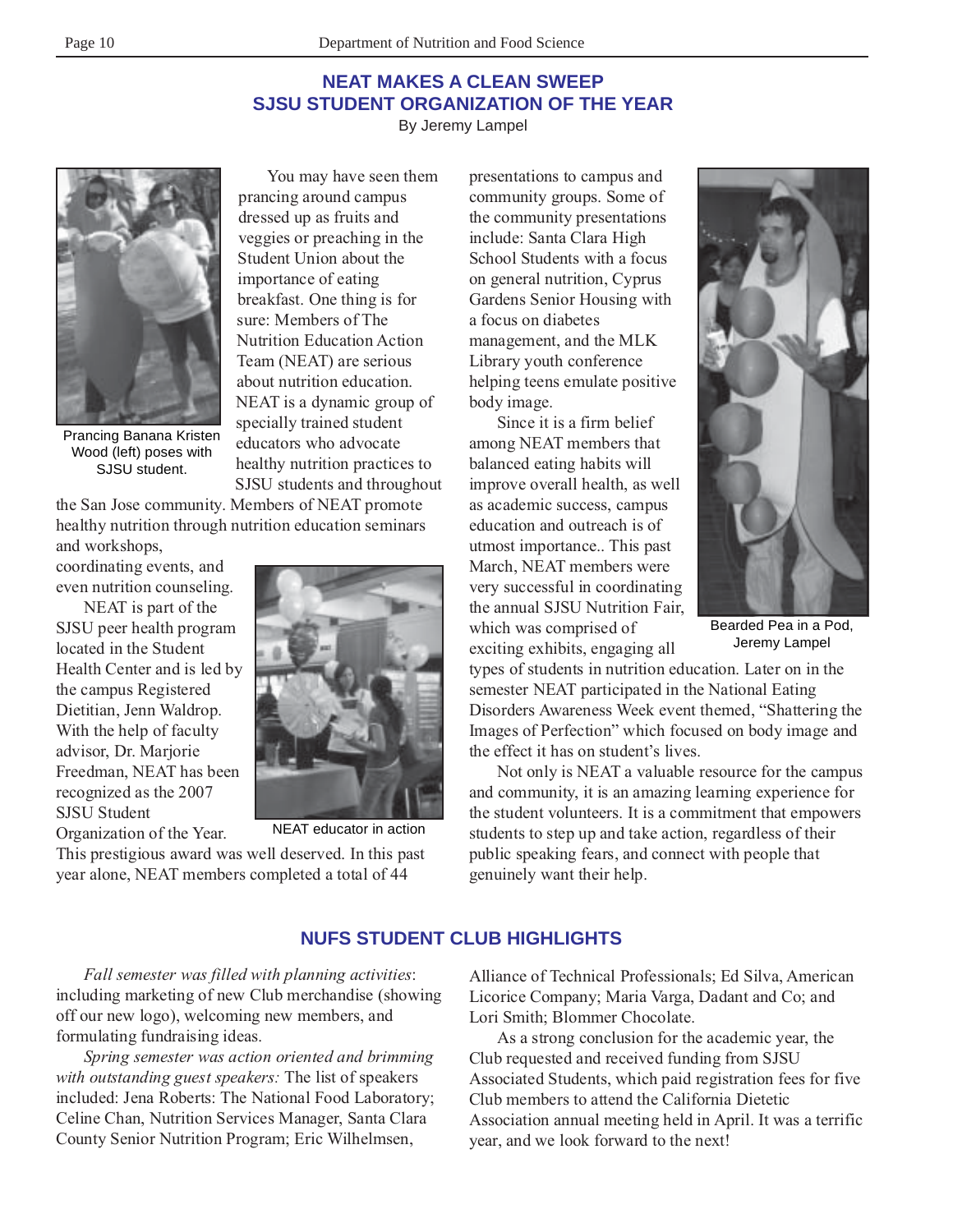## NEAT MAKES A CLEAN SWEEP
## SJSU STUDENT ORGANIZATION OF THE YEAR

By Jeremy Lampel

Prancing Banana Kristen Wood (left) poses with SJSU student.

You may have seen them prancing around campus dressed up as fruits and veggies or preaching in the Student Union about the importance of eating breakfast. One thing is for sure: Members of The Nutrition Education Action Team (NEAT) are serious about nutrition education. NEAT is a dynamic group of specially trained student educators who advocate healthy nutrition practices to SJSU students and throughout the San Jose community. Members of NEAT promote healthy nutrition through nutrition education seminars and workshops, coordinating events, and even nutrition counseling.

NEAT is part of the SJSU peer health program located in the Student Health Center and is led by the campus Registered Dietitian, Jenn Waldrop. With the help of faculty advisor, Dr. Marjorie Freedman, NEAT has been recognized as the 2007 SJSU Student Organization of the Year.

NEAT educator in action

This prestigious award was well deserved. In this past year alone, NEAT members completed a total of 44 presentations to campus and community groups. Some of the community presentations include: Santa Clara High School Students with a focus on general nutrition, Cyprus Gardens Senior Housing with a focus on diabetes management, and the MLK Library youth conference helping teens emulate positive body image.

Since it is a firm belief among NEAT members that balanced eating habits will improve overall health, as well as academic success, campus education and outreach is of utmost importance.. This past March, NEAT members were very successful in coordinating the annual SJSU Nutrition Fair, which was comprised of exciting exhibits, engaging all types of students in nutrition education. Later on in the semester NEAT participated in the National Eating Disorders Awareness Week event themed, "Shattering the Images of Perfection" which focused on body image and the effect it has on student's lives.

Bearded Pea in a Pod, Jeremy Lampel

Not only is NEAT a valuable resource for the campus and community, it is an amazing learning experience for the student volunteers. It is a commitment that empowers students to step up and take action, regardless of their public speaking fears, and connect with people that genuinely want their help.

## NUFS STUDENT CLUB HIGHLIGHTS

*Fall semester was filled with planning activities*: including marketing of new Club merchandise (showing off our new logo), welcoming new members, and formulating fundraising ideas.

*Spring semester was action oriented and brimming with outstanding guest speakers:* The list of speakers included: Jena Roberts: The National Food Laboratory; Celine Chan, Nutrition Services Manager, Santa Clara County Senior Nutrition Program; Eric Wilhelmsen, Alliance of Technical Professionals; Ed Silva, American Licorice Company; Maria Varga, Dadant and Co; and Lori Smith; Blommer Chocolate.

As a strong conclusion for the academic year, the Club requested and received funding from SJSU Associated Students, which paid registration fees for five Club members to attend the California Dietetic Association annual meeting held in April. It was a terrific year, and we look forward to the next!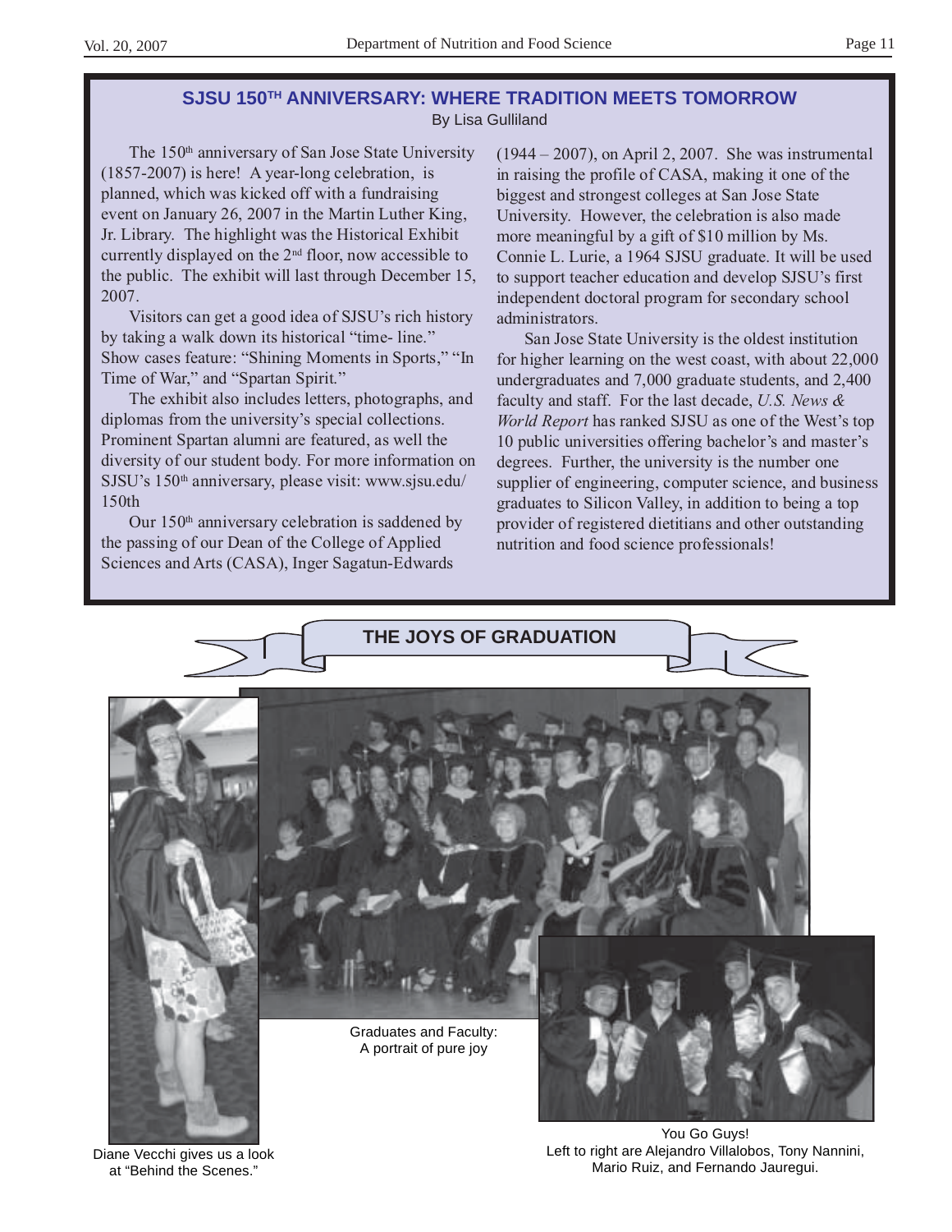## SJSU 150TH ANNIVERSARY: WHERE TRADITION MEETS TOMORROW

By Lisa Gulliland

The 150th anniversary of San Jose State University (1857-2007) is here! A year-long celebration, is planned, which was kicked off with a fundraising event on January 26, 2007 in the Martin Luther King, Jr. Library. The highlight was the Historical Exhibit currently displayed on the 2nd floor, now accessible to the public. The exhibit will last through December 15, 2007.

Visitors can get a good idea of SJSU's rich history by taking a walk down its historical "time- line." Show cases feature: "Shining Moments in Sports," "In Time of War," and "Spartan Spirit."

The exhibit also includes letters, photographs, and diplomas from the university's special collections. Prominent Spartan alumni are featured, as well the diversity of our student body. For more information on SJSU's 150th anniversary, please visit: www.sjsu.edu/150th

Our 150th anniversary celebration is saddened by the passing of our Dean of the College of Applied Sciences and Arts (CASA), Inger Sagatun-Edwards (1944 – 2007), on April 2, 2007. She was instrumental in raising the profile of CASA, making it one of the biggest and strongest colleges at San Jose State University. However, the celebration is also made more meaningful by a gift of $10 million by Ms. Connie L. Lurie, a 1964 SJSU graduate. It will be used to support teacher education and develop SJSU's first independent doctoral program for secondary school administrators.

San Jose State University is the oldest institution for higher learning on the west coast, with about 22,000 undergraduates and 7,000 graduate students, and 2,400 faculty and staff. For the last decade, *U.S. News & World Report* has ranked SJSU as one of the West's top 10 public universities offering bachelor's and master's degrees. Further, the university is the number one supplier of engineering, computer science, and business graduates to Silicon Valley, in addition to being a top provider of registered dietitians and other outstanding nutrition and food science professionals!

## THE JOYS OF GRADUATION

Diane Vecchi gives us a look at "Behind the Scenes."

Graduates and Faculty: A portrait of pure joy

You Go Guys!
Left to right are Alejandro Villalobos, Tony Nannini, Mario Ruiz, and Fernando Jauregui.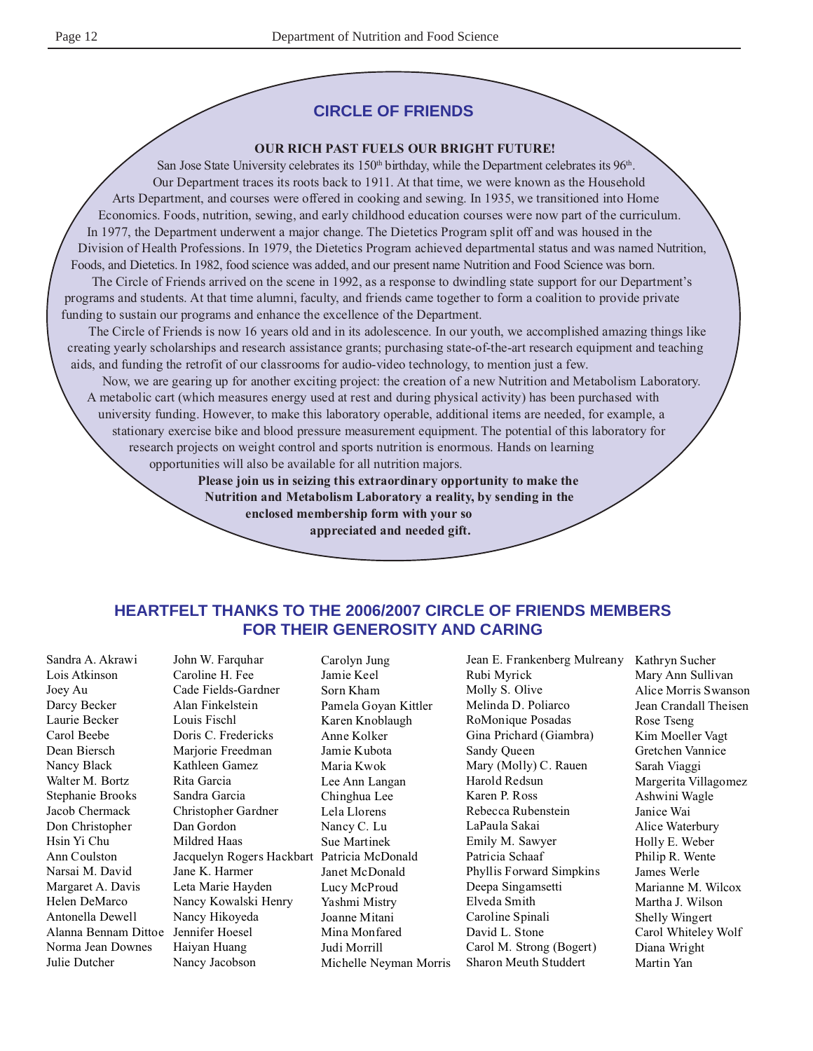## CIRCLE OF FRIENDS

**OUR RICH PAST FUELS OUR BRIGHT FUTURE!**

San Jose State University celebrates its 150th birthday, while the Department celebrates its 96th. Our Department traces its roots back to 1911. At that time, we were known as the Household Arts Department, and courses were offered in cooking and sewing. In 1935, we transitioned into Home Economics. Foods, nutrition, sewing, and early childhood education courses were now part of the curriculum. In 1977, the Department underwent a major change. The Dietetics Program split off and was housed in the Division of Health Professions. In 1979, the Dietetics Program achieved departmental status and was named Nutrition, Foods, and Dietetics. In 1982, food science was added, and our present name Nutrition and Food Science was born.

The Circle of Friends arrived on the scene in 1992, as a response to dwindling state support for our Department's programs and students. At that time alumni, faculty, and friends came together to form a coalition to provide private funding to sustain our programs and enhance the excellence of the Department.

The Circle of Friends is now 16 years old and in its adolescence. In our youth, we accomplished amazing things like creating yearly scholarships and research assistance grants; purchasing state-of-the-art research equipment and teaching aids, and funding the retrofit of our classrooms for audio-video technology, to mention just a few.

Now, we are gearing up for another exciting project: the creation of a new Nutrition and Metabolism Laboratory. A metabolic cart (which measures energy used at rest and during physical activity) has been purchased with university funding. However, to make this laboratory operable, additional items are needed, for example, a stationary exercise bike and blood pressure measurement equipment. The potential of this laboratory for research projects on weight control and sports nutrition is enormous. Hands on learning opportunities will also be available for all nutrition majors.

**Please join us in seizing this extraordinary opportunity to make the Nutrition and Metabolism Laboratory a reality, by sending in the enclosed membership form with your so appreciated and needed gift.**

## HEARTFELT THANKS TO THE 2006/2007 CIRCLE OF FRIENDS MEMBERS FOR THEIR GENEROSITY AND CARING

Sandra A. Akrawi
Lois Atkinson
Joey Au
Darcy Becker
Laurie Becker
Carol Beebe
Dean Biersch
Nancy Black
Walter M. Bortz
Stephanie Brooks
Jacob Chermack
Don Christopher
Hsin Yi Chu
Ann Coulston
Narsai M. David
Margaret A. Davis
Helen DeMarco
Antonella Dewell
Alanna Bennam Dittoe
Norma Jean Downes
Julie Dutcher
John W. Farquhar
Caroline H. Fee
Cade Fields-Gardner
Alan Finkelstein
Louis Fischl
Doris C. Fredericks
Marjorie Freedman
Kathleen Gamez
Rita Garcia
Sandra Garcia
Christopher Gardner
Dan Gordon
Mildred Haas
Jacquelyn Rogers Hackbart
Jane K. Harmer
Leta Marie Hayden
Nancy Kowalski Henry
Nancy Hikoyeda
Jennifer Hoesel
Haiyan Huang
Nancy Jacobson
Carolyn Jung
Jamie Keel
Sorn Kham
Pamela Goyan Kittler
Karen Knoblaugh
Anne Kolker
Jamie Kubota
Maria Kwok
Lee Ann Langan
Chinghua Lee
Lela Llorens
Nancy C. Lu
Sue Martinek
Patricia McDonald
Janet McDonald
Lucy McProud
Yashmi Mistry
Joanne Mitani
Mina Monfared
Judi Morrill
Michelle Neyman Morris
Jean E. Frankenberg Mulreany
Rubi Myrick
Molly S. Olive
Melinda D. Poliarco
RoMonique Posadas
Gina Prichard (Giambra)
Sandy Queen
Mary (Molly) C. Rauen
Harold Redsun
Karen P. Ross
Rebecca Rubenstein
LaPaula Sakai
Emily M. Sawyer
Patricia Schaaf
Phyllis Forward Simpkins
Deepa Singamsetti
Elveda Smith
Caroline Spinali
David L. Stone
Carol M. Strong (Bogert)
Sharon Meuth Studdert
Kathryn Sucher
Mary Ann Sullivan
Alice Morris Swanson
Jean Crandall Theisen
Rose Tseng
Kim Moeller Vagt
Gretchen Vannice
Sarah Viaggi
Margerita Villagomez
Ashwini Wagle
Janice Wai
Alice Waterbury
Holly E. Weber
Philip R. Wente
James Werle
Marianne M. Wilcox
Martha J. Wilson
Shelly Wingert
Carol Whiteley Wolf
Diana Wright
Martin Yan